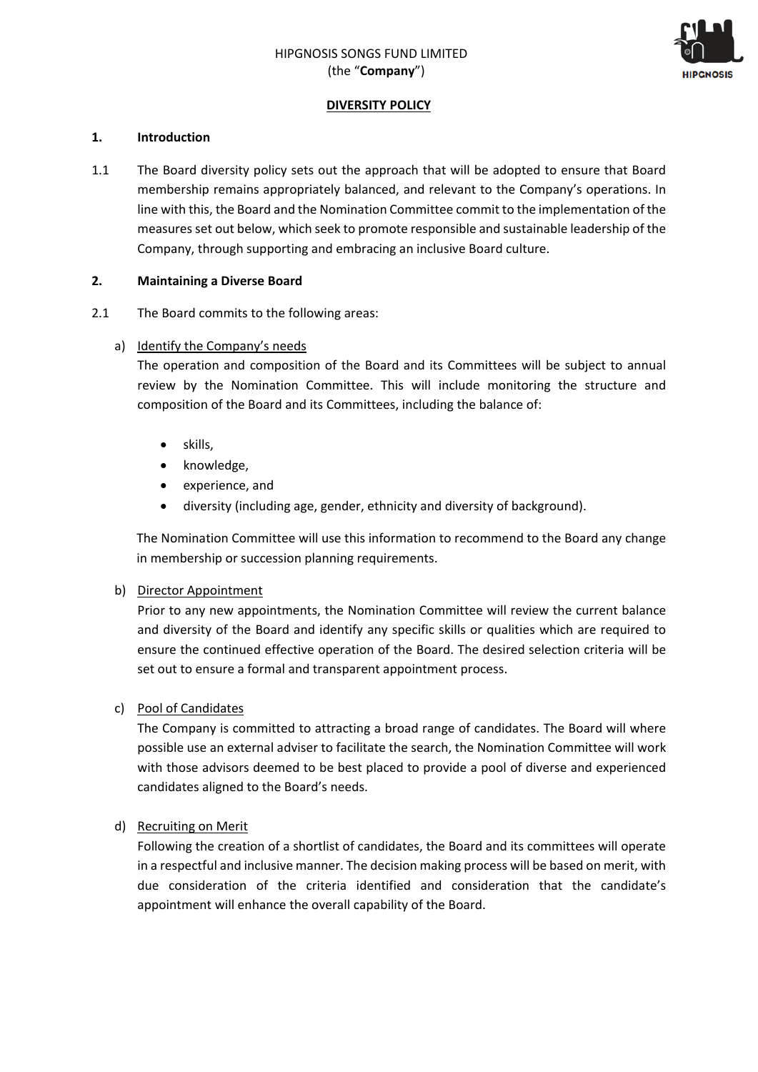HIPGNOSIS SONGS FUND LIMITED
(the "**Company**")

# DIVERSITY POLICY

## 1. Introduction

1.1 The Board diversity policy sets out the approach that will be adopted to ensure that Board membership remains appropriately balanced, and relevant to the Company's operations. In line with this, the Board and the Nomination Committee commit to the implementation of the measures set out below, which seek to promote responsible and sustainable leadership of the Company, through supporting and embracing an inclusive Board culture.

## 2. Maintaining a Diverse Board

2.1 The Board commits to the following areas:

a) Identify the Company's needs

The operation and composition of the Board and its Committees will be subject to annual review by the Nomination Committee. This will include monitoring the structure and composition of the Board and its Committees, including the balance of:

- skills,
- knowledge,
- experience, and
- diversity (including age, gender, ethnicity and diversity of background).

The Nomination Committee will use this information to recommend to the Board any change in membership or succession planning requirements.

b) Director Appointment

Prior to any new appointments, the Nomination Committee will review the current balance and diversity of the Board and identify any specific skills or qualities which are required to ensure the continued effective operation of the Board. The desired selection criteria will be set out to ensure a formal and transparent appointment process.

c) Pool of Candidates

The Company is committed to attracting a broad range of candidates. The Board will where possible use an external adviser to facilitate the search, the Nomination Committee will work with those advisors deemed to be best placed to provide a pool of diverse and experienced candidates aligned to the Board's needs.

d) Recruiting on Merit

Following the creation of a shortlist of candidates, the Board and its committees will operate in a respectful and inclusive manner. The decision making process will be based on merit, with due consideration of the criteria identified and consideration that the candidate's appointment will enhance the overall capability of the Board.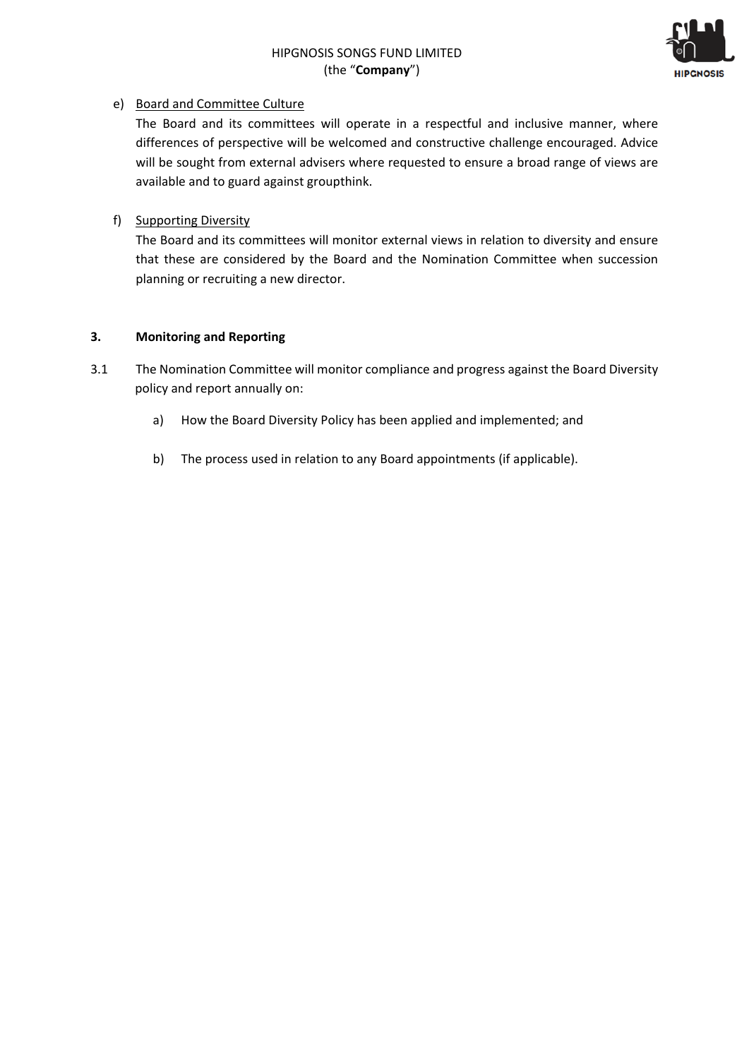e) <u>Board and Committee Culture</u>

The Board and its committees will operate in a respectful and inclusive manner, where differences of perspective will be welcomed and constructive challenge encouraged. Advice will be sought from external advisers where requested to ensure a broad range of views are available and to guard against groupthink.

f) <u>Supporting Diversity</u>

The Board and its committees will monitor external views in relation to diversity and ensure that these are considered by the Board and the Nomination Committee when succession planning or recruiting a new director.

## 3. Monitoring and Reporting

3.1 The Nomination Committee will monitor compliance and progress against the Board Diversity policy and report annually on:

a) How the Board Diversity Policy has been applied and implemented; and

b) The process used in relation to any Board appointments (if applicable).